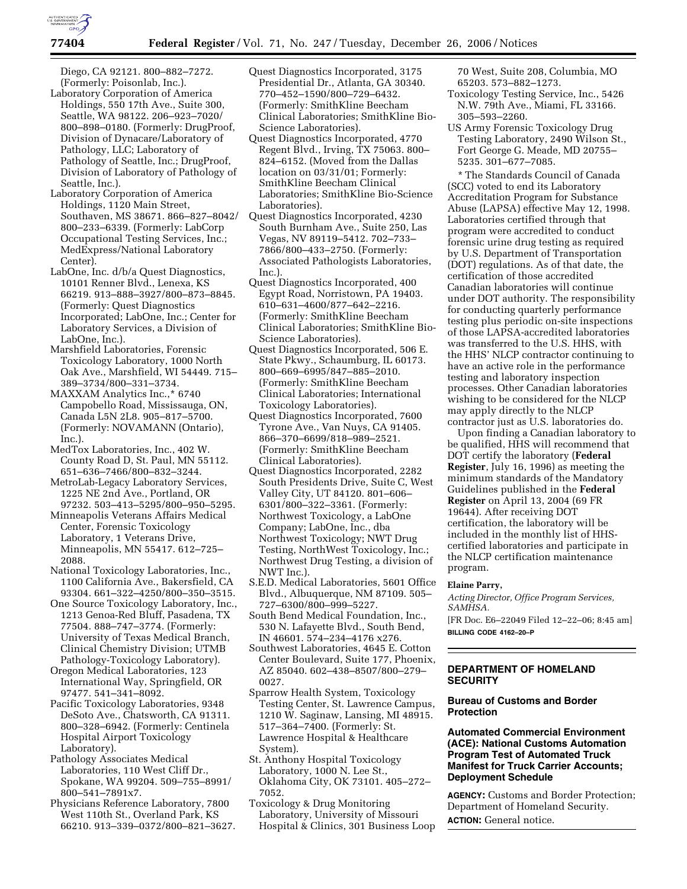Diego, CA 92121. 800–882–7272. (Formerly: Poisonlab, Inc.).

Laboratory Corporation of America Holdings, 550 17th Ave., Suite 300, Seattle, WA 98122. 206–923–7020/800–898–0180. (Formerly: DrugProof, Division of Dynacare/Laboratory of Pathology, LLC; Laboratory of Pathology of Seattle, Inc.; DrugProof, Division of Laboratory of Pathology of Seattle, Inc.).

Laboratory Corporation of America Holdings, 1120 Main Street, Southaven, MS 38671. 866–827–8042/800–233–6339. (Formerly: LabCorp Occupational Testing Services, Inc.; MedExpress/National Laboratory Center).

LabOne, Inc. d/b/a Quest Diagnostics, 10101 Renner Blvd., Lenexa, KS 66219. 913–888–3927/800–873–8845. (Formerly: Quest Diagnostics Incorporated; LabOne, Inc.; Center for Laboratory Services, a Division of LabOne, Inc.).

Marshfield Laboratories, Forensic Toxicology Laboratory, 1000 North Oak Ave., Marshfield, WI 54449. 715–389–3734/800–331–3734.

MAXXAM Analytics Inc.,* 6740 Campobello Road, Mississauga, ON, Canada L5N 2L8. 905–817–5700. (Formerly: NOVAMANN (Ontario), Inc.).

MedTox Laboratories, Inc., 402 W. County Road D, St. Paul, MN 55112. 651–636–7466/800–832–3244.

MetroLab-Legacy Laboratory Services, 1225 NE 2nd Ave., Portland, OR 97232. 503–413–5295/800–950–5295.

Minneapolis Veterans Affairs Medical Center, Forensic Toxicology Laboratory, 1 Veterans Drive, Minneapolis, MN 55417. 612–725–2088.

National Toxicology Laboratories, Inc., 1100 California Ave., Bakersfield, CA 93304. 661–322–4250/800–350–3515.

One Source Toxicology Laboratory, Inc., 1213 Genoa-Red Bluff, Pasadena, TX 77504. 888–747–3774. (Formerly: University of Texas Medical Branch, Clinical Chemistry Division; UTMB Pathology-Toxicology Laboratory).

Oregon Medical Laboratories, 123 International Way, Springfield, OR 97477. 541–341–8092.

Pacific Toxicology Laboratories, 9348 DeSoto Ave., Chatsworth, CA 91311. 800–328–6942. (Formerly: Centinela Hospital Airport Toxicology Laboratory).

Pathology Associates Medical Laboratories, 110 West Cliff Dr., Spokane, WA 99204. 509–755–8991/800–541–7891x7.

Physicians Reference Laboratory, 7800 West 110th St., Overland Park, KS 66210. 913–339–0372/800–821–3627.

Quest Diagnostics Incorporated, 3175 Presidential Dr., Atlanta, GA 30340. 770–452–1590/800–729–6432. (Formerly: SmithKline Beecham Clinical Laboratories; SmithKline Bio-Science Laboratories).

Quest Diagnostics Incorporated, 4770 Regent Blvd., Irving, TX 75063. 800–824–6152. (Moved from the Dallas location on 03/31/01; Formerly: SmithKline Beecham Clinical Laboratories; SmithKline Bio-Science Laboratories).

Quest Diagnostics Incorporated, 4230 South Burnham Ave., Suite 250, Las Vegas, NV 89119–5412. 702–733–7866/800–433–2750. (Formerly: Associated Pathologists Laboratories, Inc.).

Quest Diagnostics Incorporated, 400 Egypt Road, Norristown, PA 19403. 610–631–4600/877–642–2216. (Formerly: SmithKline Beecham Clinical Laboratories; SmithKline Bio-Science Laboratories).

Quest Diagnostics Incorporated, 506 E. State Pkwy., Schaumburg, IL 60173. 800–669–6995/847–885–2010. (Formerly: SmithKline Beecham Clinical Laboratories; International Toxicology Laboratories).

Quest Diagnostics Incorporated, 7600 Tyrone Ave., Van Nuys, CA 91405. 866–370–6699/818–989–2521. (Formerly: SmithKline Beecham Clinical Laboratories).

Quest Diagnostics Incorporated, 2282 South Presidents Drive, Suite C, West Valley City, UT 84120. 801–606–6301/800–322–3361. (Formerly: Northwest Toxicology, a LabOne Company; LabOne, Inc., dba Northwest Toxicology; NWT Drug Testing, NorthWest Toxicology, Inc.; Northwest Drug Testing, a division of NWT Inc.).

S.E.D. Medical Laboratories, 5601 Office Blvd., Albuquerque, NM 87109. 505–727–6300/800–999–5227.

South Bend Medical Foundation, Inc., 530 N. Lafayette Blvd., South Bend, IN 46601. 574–234–4176 x276.

Southwest Laboratories, 4645 E. Cotton Center Boulevard, Suite 177, Phoenix, AZ 85040. 602–438–8507/800–279–0027.

Sparrow Health System, Toxicology Testing Center, St. Lawrence Campus, 1210 W. Saginaw, Lansing, MI 48915. 517–364–7400. (Formerly: St. Lawrence Hospital & Healthcare System).

St. Anthony Hospital Toxicology Laboratory, 1000 N. Lee St., Oklahoma City, OK 73101. 405–272–7052.

Toxicology & Drug Monitoring Laboratory, University of Missouri Hospital & Clinics, 301 Business Loop 70 West, Suite 208, Columbia, MO 65203. 573–882–1273.

Toxicology Testing Service, Inc., 5426 N.W. 79th Ave., Miami, FL 33166. 305–593–2260.

US Army Forensic Toxicology Drug Testing Laboratory, 2490 Wilson St., Fort George G. Meade, MD 20755–5235. 301–677–7085.

* The Standards Council of Canada (SCC) voted to end its Laboratory Accreditation Program for Substance Abuse (LAPSA) effective May 12, 1998. Laboratories certified through that program were accredited to conduct forensic urine drug testing as required by U.S. Department of Transportation (DOT) regulations. As of that date, the certification of those accredited Canadian laboratories will continue under DOT authority. The responsibility for conducting quarterly performance testing plus periodic on-site inspections of those LAPSA-accredited laboratories was transferred to the U.S. HHS, with the HHS' NLCP contractor continuing to have an active role in the performance testing and laboratory inspection processes. Other Canadian laboratories wishing to be considered for the NLCP may apply directly to the NLCP contractor just as U.S. laboratories do.

Upon finding a Canadian laboratory to be qualified, HHS will recommend that DOT certify the laboratory (**Federal Register**, July 16, 1996) as meeting the minimum standards of the Mandatory Guidelines published in the **Federal Register** on April 13, 2004 (69 FR 19644). After receiving DOT certification, the laboratory will be included in the monthly list of HHS-certified laboratories and participate in the NLCP certification maintenance program.

**Elaine Parry,**

*Acting Director, Office Program Services, SAMHSA.*

[FR Doc. E6–22049 Filed 12–22–06; 8:45 am]

**BILLING CODE 4162–20–P**

## DEPARTMENT OF HOMELAND SECURITY

### Bureau of Customs and Border Protection

### Automated Commercial Environment (ACE): National Customs Automation Program Test of Automated Truck Manifest for Truck Carrier Accounts; Deployment Schedule

**AGENCY:** Customs and Border Protection; Department of Homeland Security.

**ACTION:** General notice.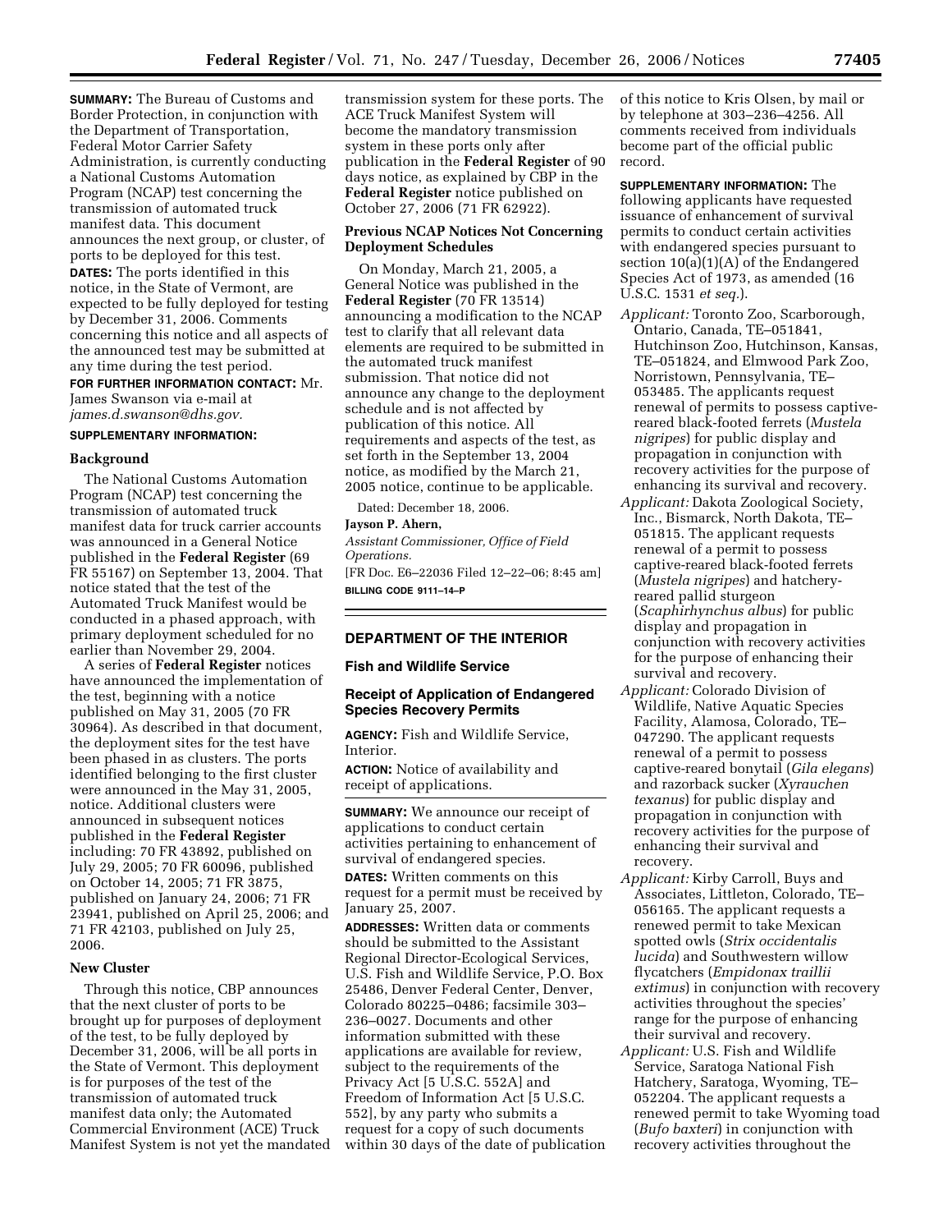**SUMMARY:** The Bureau of Customs and Border Protection, in conjunction with the Department of Transportation, Federal Motor Carrier Safety Administration, is currently conducting a National Customs Automation Program (NCAP) test concerning the transmission of automated truck manifest data. This document announces the next group, or cluster, of ports to be deployed for this test.

**DATES:** The ports identified in this notice, in the State of Vermont, are expected to be fully deployed for testing by December 31, 2006. Comments concerning this notice and all aspects of the announced test may be submitted at any time during the test period.

**FOR FURTHER INFORMATION CONTACT:** Mr. James Swanson via e-mail at *james.d.swanson@dhs.gov.*

**SUPPLEMENTARY INFORMATION:**

## Background

The National Customs Automation Program (NCAP) test concerning the transmission of automated truck manifest data for truck carrier accounts was announced in a General Notice published in the **Federal Register** (69 FR 55167) on September 13, 2004. That notice stated that the test of the Automated Truck Manifest would be conducted in a phased approach, with primary deployment scheduled for no earlier than November 29, 2004.

A series of **Federal Register** notices have announced the implementation of the test, beginning with a notice published on May 31, 2005 (70 FR 30964). As described in that document, the deployment sites for the test have been phased in as clusters. The ports identified belonging to the first cluster were announced in the May 31, 2005, notice. Additional clusters were announced in subsequent notices published in the **Federal Register** including: 70 FR 43892, published on July 29, 2005; 70 FR 60096, published on October 14, 2005; 71 FR 3875, published on January 24, 2006; 71 FR 23941, published on April 25, 2006; and 71 FR 42103, published on July 25, 2006.

## New Cluster

Through this notice, CBP announces that the next cluster of ports to be brought up for purposes of deployment of the test, to be fully deployed by December 31, 2006, will be all ports in the State of Vermont. This deployment is for purposes of the test of the transmission of automated truck manifest data only; the Automated Commercial Environment (ACE) Truck Manifest System is not yet the mandated transmission system for these ports. The ACE Truck Manifest System will become the mandatory transmission system in these ports only after publication in the **Federal Register** of 90 days notice, as explained by CBP in the **Federal Register** notice published on October 27, 2006 (71 FR 62922).

## Previous NCAP Notices Not Concerning Deployment Schedules

On Monday, March 21, 2005, a General Notice was published in the **Federal Register** (70 FR 13514) announcing a modification to the NCAP test to clarify that all relevant data elements are required to be submitted in the automated truck manifest submission. That notice did not announce any change to the deployment schedule and is not affected by publication of this notice. All requirements and aspects of the test, as set forth in the September 13, 2004 notice, as modified by the March 21, 2005 notice, continue to be applicable.

Dated: December 18, 2006.

**Jayson P. Ahern,**

*Assistant Commissioner, Office of Field Operations.*

[FR Doc. E6–22036 Filed 12–22–06; 8:45 am]

**BILLING CODE 9111–14–P**

# DEPARTMENT OF THE INTERIOR

## Fish and Wildlife Service

## Receipt of Application of Endangered Species Recovery Permits

**AGENCY:** Fish and Wildlife Service, Interior.

**ACTION:** Notice of availability and receipt of applications.

**SUMMARY:** We announce our receipt of applications to conduct certain activities pertaining to enhancement of survival of endangered species.

**DATES:** Written comments on this request for a permit must be received by January 25, 2007.

**ADDRESSES:** Written data or comments should be submitted to the Assistant Regional Director-Ecological Services, U.S. Fish and Wildlife Service, P.O. Box 25486, Denver Federal Center, Denver, Colorado 80225–0486; facsimile 303–236–0027. Documents and other information submitted with these applications are available for review, subject to the requirements of the Privacy Act [5 U.S.C. 552A] and Freedom of Information Act [5 U.S.C. 552], by any party who submits a request for a copy of such documents within 30 days of the date of publication of this notice to Kris Olsen, by mail or by telephone at 303–236–4256. All comments received from individuals become part of the official public record.

**SUPPLEMENTARY INFORMATION:** The following applicants have requested issuance of enhancement of survival permits to conduct certain activities with endangered species pursuant to section 10(a)(1)(A) of the Endangered Species Act of 1973, as amended (16 U.S.C. 1531 *et seq.*).

*Applicant:* Toronto Zoo, Scarborough, Ontario, Canada, TE–051841, Hutchinson Zoo, Hutchinson, Kansas, TE–051824, and Elmwood Park Zoo, Norristown, Pennsylvania, TE–053485. The applicants request renewal of permits to possess captive-reared black-footed ferrets (*Mustela nigripes*) for public display and propagation in conjunction with recovery activities for the purpose of enhancing its survival and recovery.

*Applicant:* Dakota Zoological Society, Inc., Bismarck, North Dakota, TE–051815. The applicant requests renewal of a permit to possess captive-reared black-footed ferrets (*Mustela nigripes*) and hatchery-reared pallid sturgeon (*Scaphirhynchus albus*) for public display and propagation in conjunction with recovery activities for the purpose of enhancing their survival and recovery.

*Applicant:* Colorado Division of Wildlife, Native Aquatic Species Facility, Alamosa, Colorado, TE–047290. The applicant requests renewal of a permit to possess captive-reared bonytail (*Gila elegans*) and razorback sucker (*Xyrauchen texanus*) for public display and propagation in conjunction with recovery activities for the purpose of enhancing their survival and recovery.

*Applicant:* Kirby Carroll, Buys and Associates, Littleton, Colorado, TE–056165. The applicant requests a renewed permit to take Mexican spotted owls (*Strix occidentalis lucida*) and Southwestern willow flycatchers (*Empidonax traillii extimus*) in conjunction with recovery activities throughout the species' range for the purpose of enhancing their survival and recovery.

*Applicant:* U.S. Fish and Wildlife Service, Saratoga National Fish Hatchery, Saratoga, Wyoming, TE–052204. The applicant requests a renewed permit to take Wyoming toad (*Bufo baxteri*) in conjunction with recovery activities throughout the